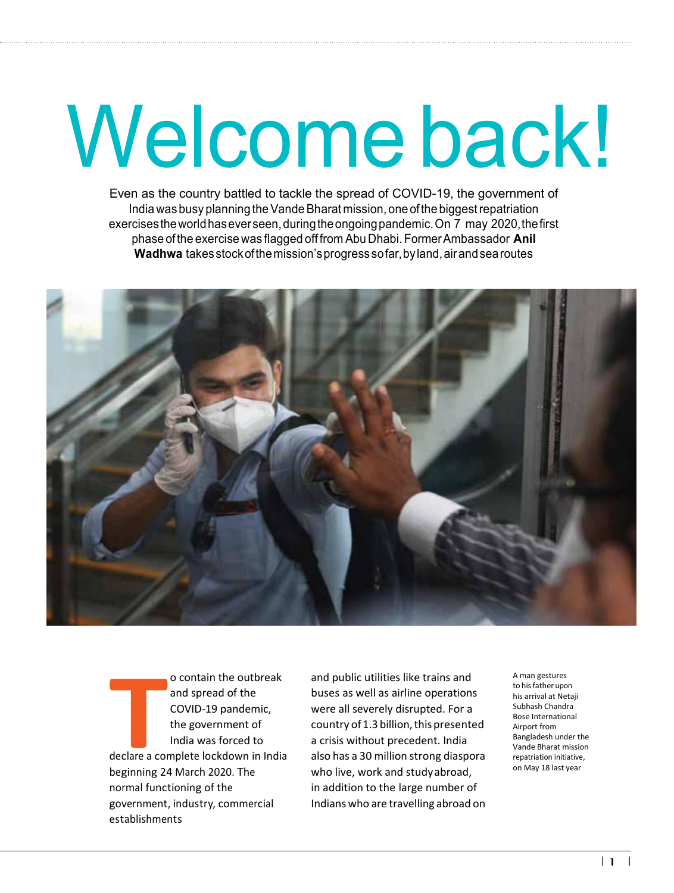# Welcome back!

Even as the country battled to tackle the spread of COVID-19, the government of India was busy planning the Vande Bharat mission, one of the biggest repatriation exercises the world has ever seen, during the ongoing pandemic. On 7 may 2020, the first phase of the exercise was flagged off from Abu Dhabi. Former Ambassador **Anil Wadhwa** takes stock of the mission's progress so far, by land, air and sea routes

A man gestures to his father upon his arrival at Netaji Subhash Chandra Bose International Airport from Bangladesh under the Vande Bharat mission repatriation initiative, on May 18 last year

To contain the outbreak and spread of the COVID-19 pandemic, the government of India was forced to declare a complete lockdown in India beginning 24 March 2020. The normal functioning of the government, industry, commercial establishments and public utilities like trains and buses as well as airline operations were all severely disrupted. For a country of 1.3 billion, this presented a crisis without precedent. India also has a 30 million strong diaspora who live, work and study abroad, in addition to the large number of Indians who are travelling abroad on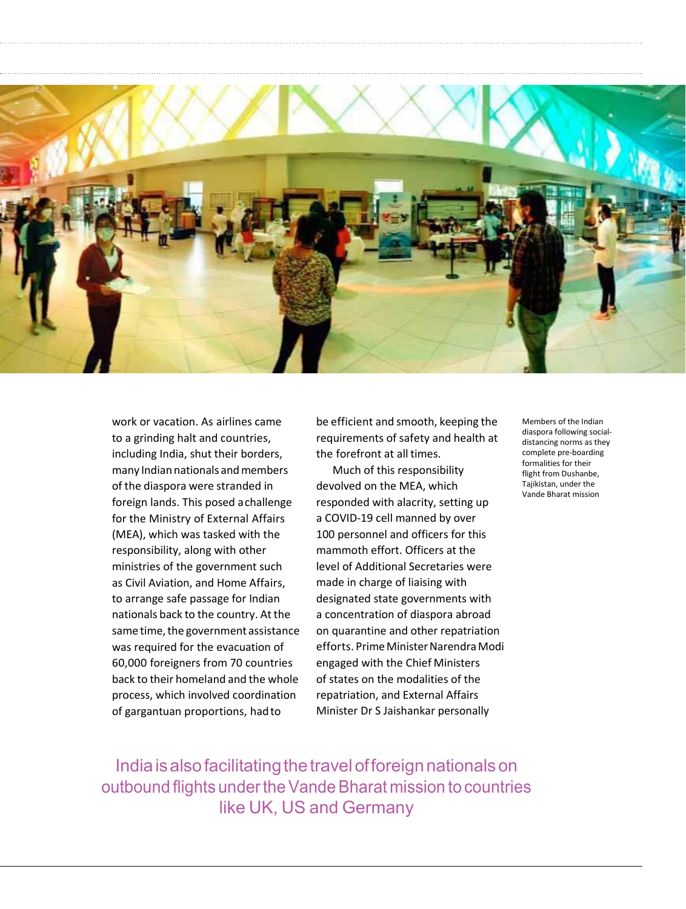work or vacation. As airlines came to a grinding halt and countries, including India, shut their borders, many Indian nationals and members of the diaspora were stranded in foreign lands. This posed a challenge for the Ministry of External Affairs (MEA), which was tasked with the responsibility, along with other ministries of the government such as Civil Aviation, and Home Affairs, to arrange safe passage for Indian nationals back to the country. At the same time, the government assistance was required for the evacuation of 60,000 foreigners from 70 countries back to their homeland and the whole process, which involved coordination of gargantuan proportions, had to be efficient and smooth, keeping the requirements of safety and health at the forefront at all times.

Much of this responsibility devolved on the MEA, which responded with alacrity, setting up a COVID-19 cell manned by over 100 personnel and officers for this mammoth effort. Officers at the level of Additional Secretaries were made in charge of liaising with designated state governments with a concentration of diaspora abroad on quarantine and other repatriation efforts. Prime Minister Narendra Modi engaged with the Chief Ministers of states on the modalities of the repatriation, and External Affairs Minister Dr S Jaishankar personally

Members of the Indian diaspora following social-distancing norms as they complete pre-boarding formalities for their flight from Dushanbe, Tajikistan, under the Vande Bharat mission

India is also facilitating the travel of foreign nationals on outbound flights under the Vande Bharat mission to countries like UK, US and Germany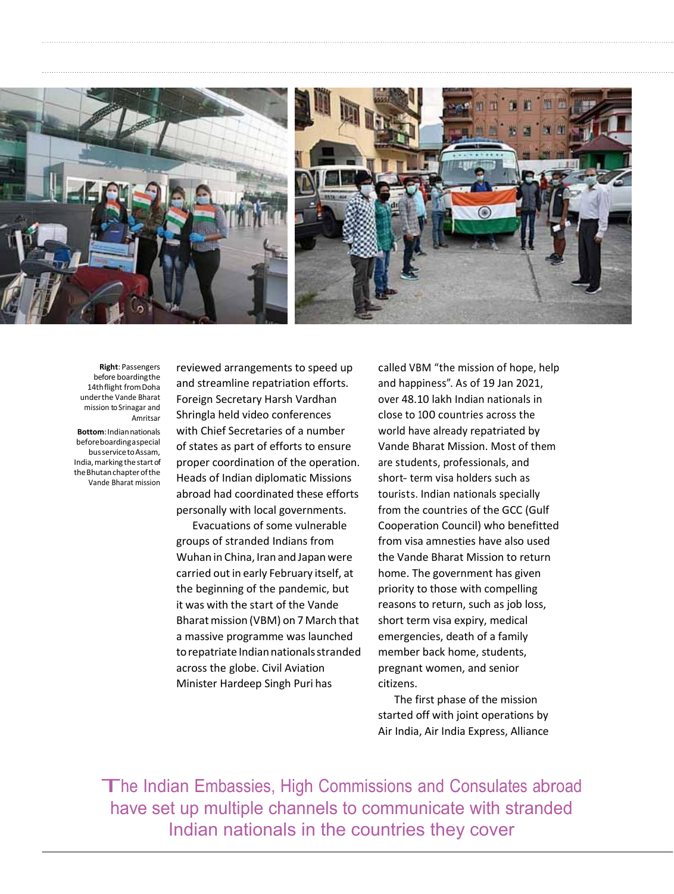**Right**: Passengers before boarding the 14th flight from Doha under the Vande Bharat mission to Srinagar and Amritsar

**Bottom**: Indian nationals before boarding a special bus service to Assam, India, marking the start of the Bhutan chapter of the Vande Bharat mission

reviewed arrangements to speed up and streamline repatriation efforts. Foreign Secretary Harsh Vardhan Shringla held video conferences with Chief Secretaries of a number of states as part of efforts to ensure proper coordination of the operation. Heads of Indian diplomatic Missions abroad had coordinated these efforts personally with local governments.

Evacuations of some vulnerable groups of stranded Indians from Wuhan in China, Iran and Japan were carried out in early February itself, at the beginning of the pandemic, but it was with the start of the Vande Bharat mission (VBM) on 7 March that a massive programme was launched to repatriate Indian nationals stranded across the globe. Civil Aviation Minister Hardeep Singh Puri has called VBM "the mission of hope, help and happiness". As of 19 Jan 2021, over 48.10 lakh Indian nationals in close to 100 countries across the world have already repatriated by Vande Bharat Mission. Most of them are students, professionals, and short- term visa holders such as tourists. Indian nationals specially from the countries of the GCC (Gulf Cooperation Council) who benefitted from visa amnesties have also used the Vande Bharat Mission to return home. The government has given priority to those with compelling reasons to return, such as job loss, short term visa expiry, medical emergencies, death of a family member back home, students, pregnant women, and senior citizens.

The first phase of the mission started off with joint operations by Air India, Air India Express, Alliance

The Indian Embassies, High Commissions and Consulates abroad have set up multiple channels to communicate with stranded Indian nationals in the countries they cover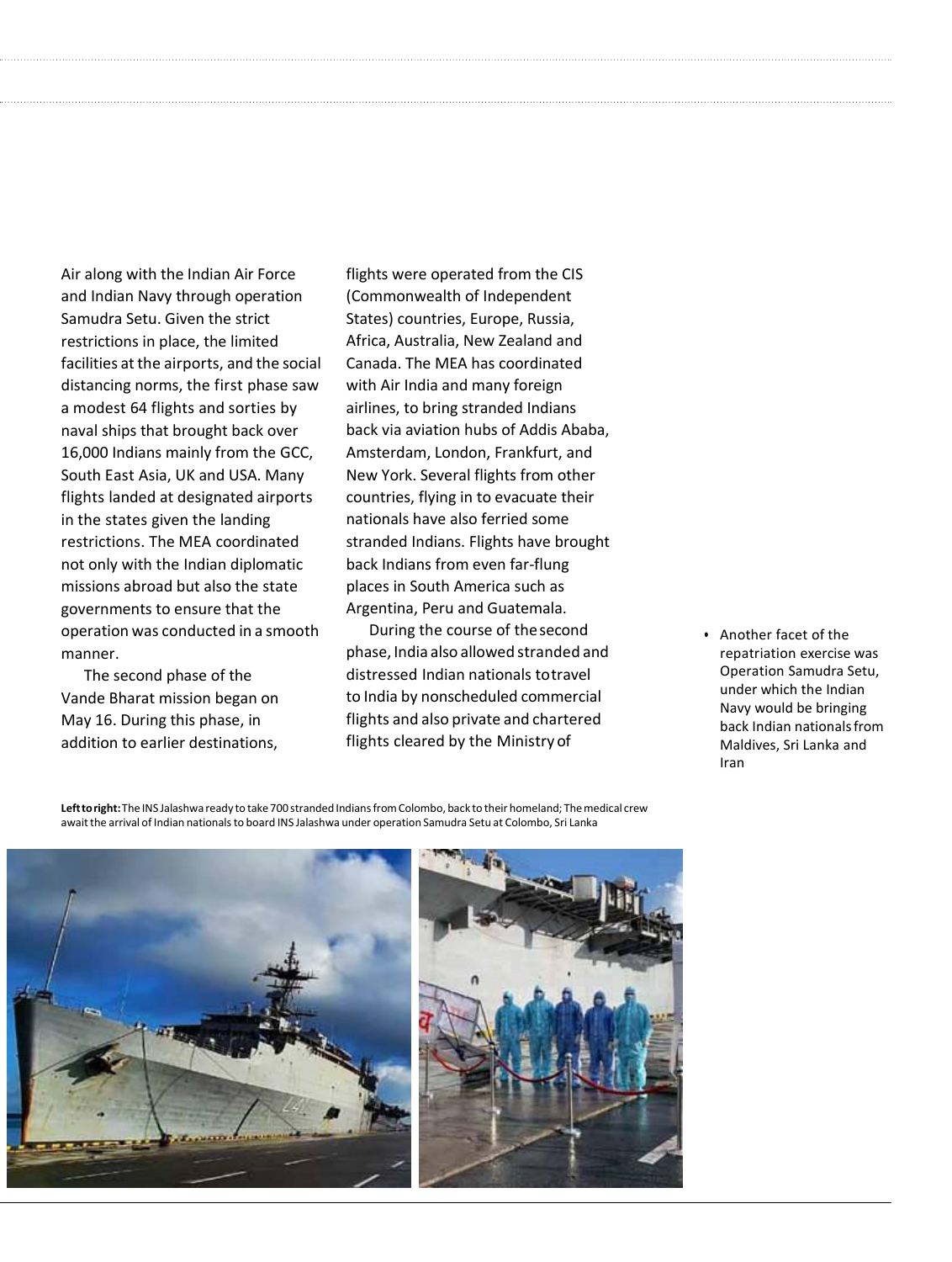Air along with the Indian Air Force and Indian Navy through operation Samudra Setu. Given the strict restrictions in place, the limited facilities at the airports, and the social distancing norms, the first phase saw a modest 64 flights and sorties by naval ships that brought back over 16,000 Indians mainly from the GCC, South East Asia, UK and USA. Many flights landed at designated airports in the states given the landing restrictions. The MEA coordinated not only with the Indian diplomatic missions abroad but also the state governments to ensure that the operation was conducted in a smooth manner.

The second phase of the Vande Bharat mission began on May 16. During this phase, in addition to earlier destinations, flights were operated from the CIS (Commonwealth of Independent States) countries, Europe, Russia, Africa, Australia, New Zealand and Canada. The MEA has coordinated with Air India and many foreign airlines, to bring stranded Indians back via aviation hubs of Addis Ababa, Amsterdam, London, Frankfurt, and New York. Several flights from other countries, flying in to evacuate their nationals have also ferried some stranded Indians. Flights have brought back Indians from even far-flung places in South America such as Argentina, Peru and Guatemala.

During the course of the second phase, India also allowed stranded and distressed Indian nationals to travel to India by nonscheduled commercial flights and also private and chartered flights cleared by the Ministry of

- Another facet of the repatriation exercise was Operation Samudra Setu, under which the Indian Navy would be bringing back Indian nationals from Maldives, Sri Lanka and Iran

**Left to right:** The INS Jalashwa ready to take 700 stranded Indians from Colombo, back to their homeland; The medical crew await the arrival of Indian nationals to board INS Jalashwa under operation Samudra Setu at Colombo, Sri Lanka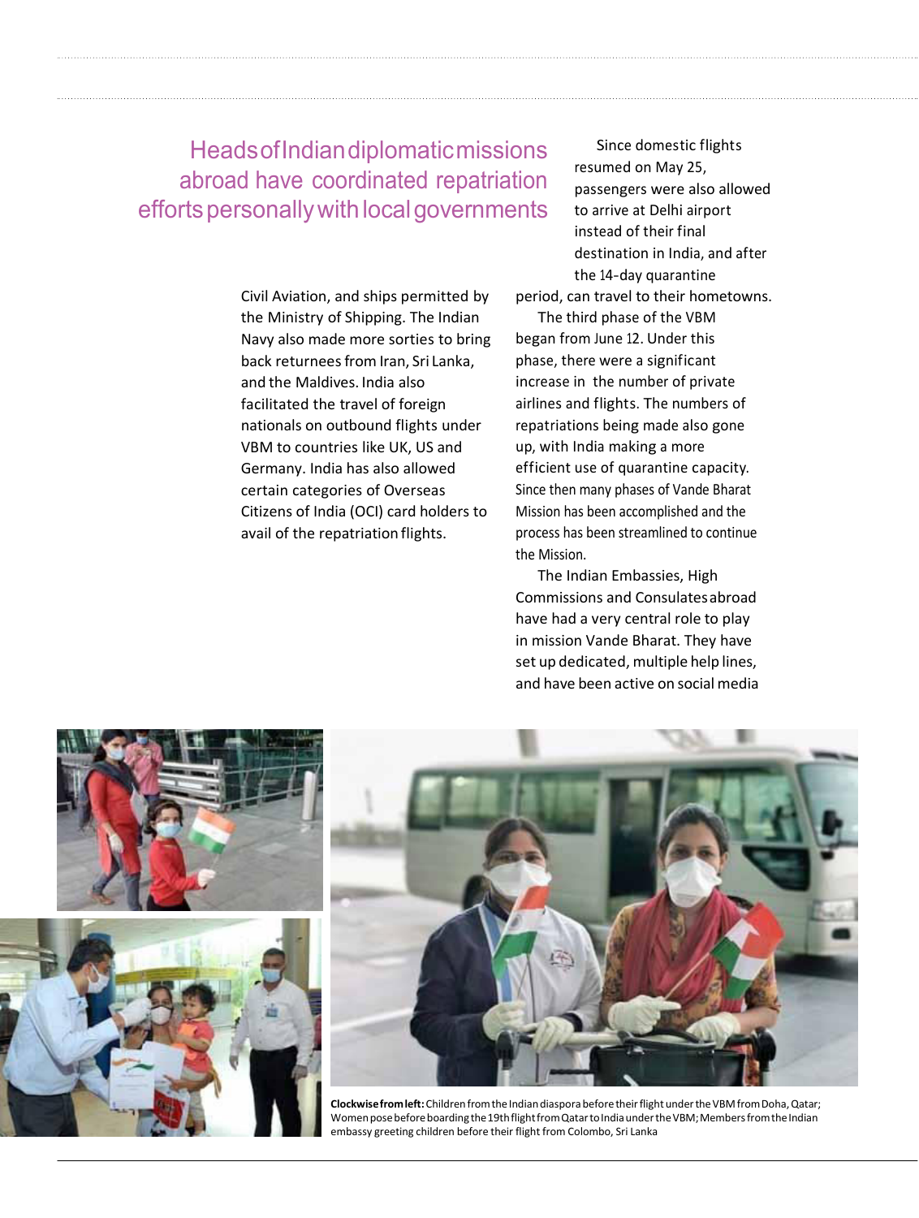> Heads of Indian diplomatic missions abroad have coordinated repatriation efforts personally with local governments

Civil Aviation, and ships permitted by the Ministry of Shipping. The Indian Navy also made more sorties to bring back returnees from Iran, Sri Lanka, and the Maldives. India also facilitated the travel of foreign nationals on outbound flights under VBM to countries like UK, US and Germany. India has also allowed certain categories of Overseas Citizens of India (OCI) card holders to avail of the repatriation flights.

Since domestic flights resumed on May 25, passengers were also allowed to arrive at Delhi airport instead of their final destination in India, and after the 14-day quarantine period, can travel to their hometowns.

The third phase of the VBM began from June 12. Under this phase, there were a significant increase in the number of private airlines and flights. The numbers of repatriations being made also gone up, with India making a more efficient use of quarantine capacity. Since then many phases of Vande Bharat Mission has been accomplished and the process has been streamlined to continue the Mission.

The Indian Embassies, High Commissions and Consulates abroad have had a very central role to play in mission Vande Bharat. They have set up dedicated, multiple help lines, and have been active on social media

**Clockwise from left:** Children from the Indian diaspora before their flight under the VBM from Doha, Qatar; Women pose before boarding the 19th flight from Qatar to India under the VBM; Members from the Indian embassy greeting children before their flight from Colombo, Sri Lanka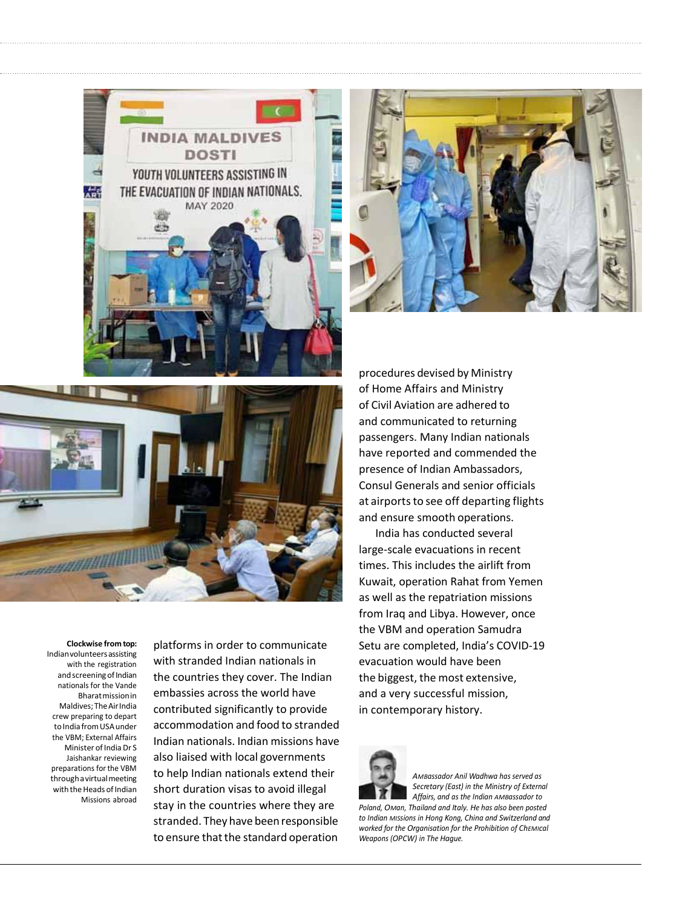**Clockwise from top:** Indian volunteers assisting with the registration and screening of Indian nationals for the Vande Bharat mission in Maldives; The Air India crew preparing to depart to India from USA under the VBM; External Affairs Minister of India Dr S Jaishankar reviewing preparations for the VBM through a virtual meeting with the Heads of Indian Missions abroad

platforms in order to communicate with stranded Indian nationals in the countries they cover. The Indian embassies across the world have contributed significantly to provide accommodation and food to stranded Indian nationals. Indian missions have also liaised with local governments to help Indian nationals extend their short duration visas to avoid illegal stay in the countries where they are stranded. They have been responsible to ensure that the standard operation procedures devised by Ministry of Home Affairs and Ministry of Civil Aviation are adhered to and communicated to returning passengers. Many Indian nationals have reported and commended the presence of Indian Ambassadors, Consul Generals and senior officials at airports to see off departing flights and ensure smooth operations.

India has conducted several large-scale evacuations in recent times. This includes the airlift from Kuwait, operation Rahat from Yemen as well as the repatriation missions from Iraq and Libya. However, once the VBM and operation Samudra Setu are completed, India's COVID-19 evacuation would have been the biggest, the most extensive, and a very successful mission, in contemporary history.

*Ambassador Anil Wadhwa has served as Secretary (East) in the Ministry of External Affairs, and as the Indian Ambassador to Poland, Oman, Thailand and Italy. He has also been posted to Indian missions in Hong Kong, China and Switzerland and worked for the Organisation for the Prohibition of Chemical Weapons (OPCW) in The Hague.*